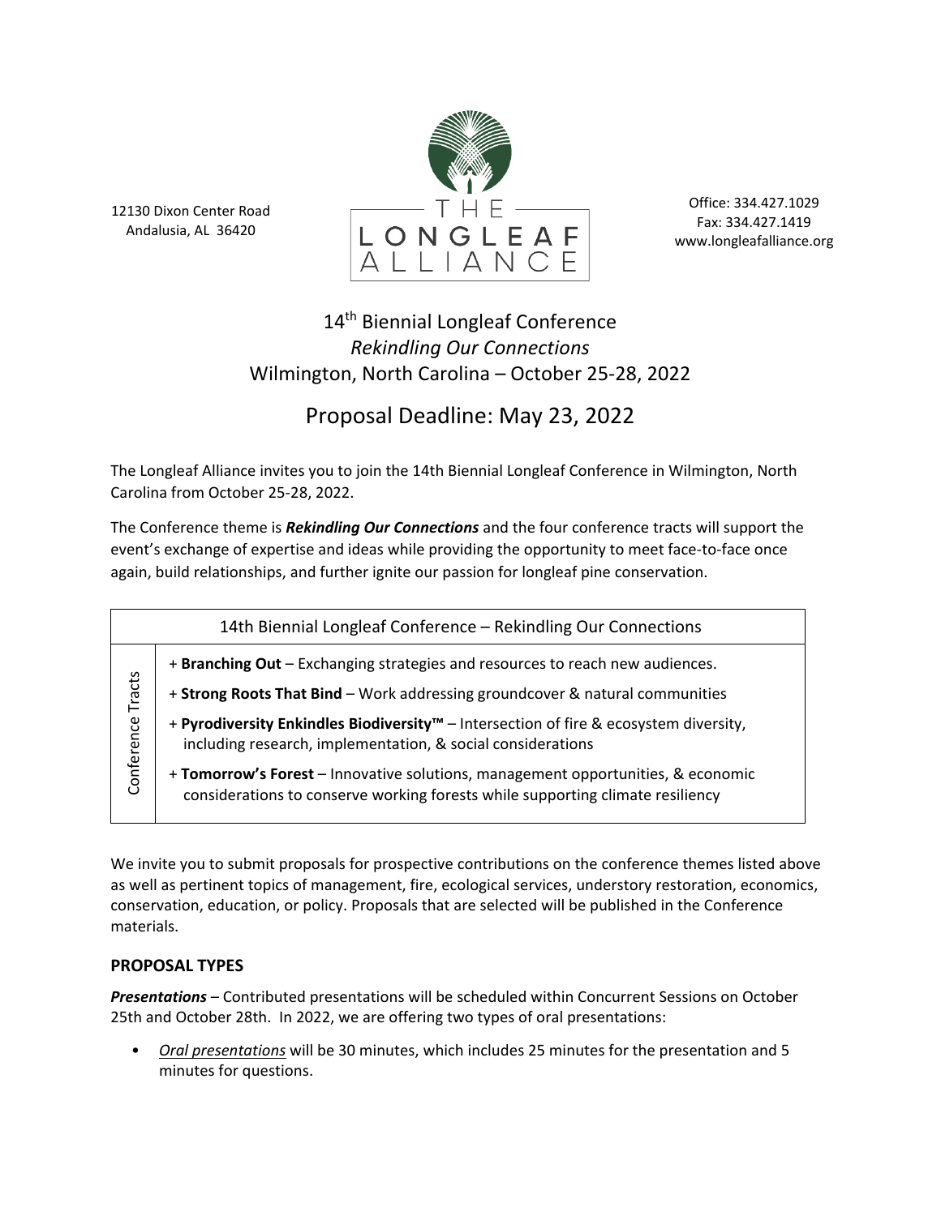12130 Dixon Center Road
Andalusia, AL 36420

THE LONGLEAF ALLIANCE

Office: 334.427.1029
Fax: 334.427.1419
www.longleafalliance.org

# 14th Biennial Longleaf Conference
*Rekindling Our Connections*
Wilmington, North Carolina – October 25-28, 2022

## Proposal Deadline: May 23, 2022

The Longleaf Alliance invites you to join the 14th Biennial Longleaf Conference in Wilmington, North Carolina from October 25-28, 2022.

The Conference theme is ***Rekindling Our Connections*** and the four conference tracts will support the event's exchange of expertise and ideas while providing the opportunity to meet face-to-face once again, build relationships, and further ignite our passion for longleaf pine conservation.

| 14th Biennial Longleaf Conference – Rekindling Our Connections | |
|---|---|
| Conference Tracts | + **Branching Out** – Exchanging strategies and resources to reach new audiences. |
| | + **Strong Roots That Bind** – Work addressing groundcover & natural communities |
| | + **Pyrodiversity Enkindles Biodiversity™** – Intersection of fire & ecosystem diversity, including research, implementation, & social considerations |
| | + **Tomorrow's Forest** – Innovative solutions, management opportunities, & economic considerations to conserve working forests while supporting climate resiliency |

We invite you to submit proposals for prospective contributions on the conference themes listed above as well as pertinent topics of management, fire, ecological services, understory restoration, economics, conservation, education, or policy. Proposals that are selected will be published in the Conference materials.

### PROPOSAL TYPES

***Presentations*** – Contributed presentations will be scheduled within Concurrent Sessions on October 25th and October 28th. In 2022, we are offering two types of oral presentations:

- *Oral presentations* will be 30 minutes, which includes 25 minutes for the presentation and 5 minutes for questions.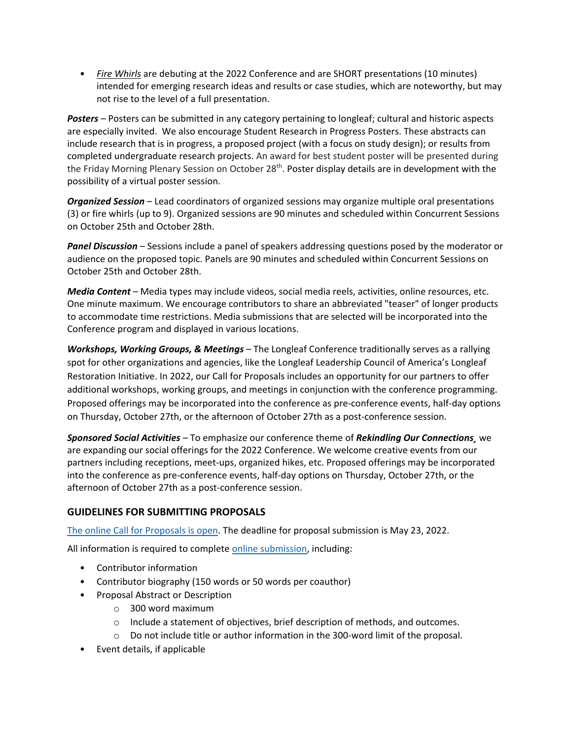- *Fire Whirls* are debuting at the 2022 Conference and are SHORT presentations (10 minutes) intended for emerging research ideas and results or case studies, which are noteworthy, but may not rise to the level of a full presentation.

***Posters*** – Posters can be submitted in any category pertaining to longleaf; cultural and historic aspects are especially invited. We also encourage Student Research in Progress Posters. These abstracts can include research that is in progress, a proposed project (with a focus on study design); or results from completed undergraduate research projects. An award for best student poster will be presented during the Friday Morning Plenary Session on October 28th. Poster display details are in development with the possibility of a virtual poster session.

***Organized Session*** – Lead coordinators of organized sessions may organize multiple oral presentations (3) or fire whirls (up to 9). Organized sessions are 90 minutes and scheduled within Concurrent Sessions on October 25th and October 28th.

***Panel Discussion*** – Sessions include a panel of speakers addressing questions posed by the moderator or audience on the proposed topic. Panels are 90 minutes and scheduled within Concurrent Sessions on October 25th and October 28th.

***Media Content*** – Media types may include videos, social media reels, activities, online resources, etc. One minute maximum. We encourage contributors to share an abbreviated "teaser" of longer products to accommodate time restrictions. Media submissions that are selected will be incorporated into the Conference program and displayed in various locations.

***Workshops, Working Groups, & Meetings*** – The Longleaf Conference traditionally serves as a rallying spot for other organizations and agencies, like the Longleaf Leadership Council of America's Longleaf Restoration Initiative. In 2022, our Call for Proposals includes an opportunity for our partners to offer additional workshops, working groups, and meetings in conjunction with the conference programming. Proposed offerings may be incorporated into the conference as pre-conference events, half-day options on Thursday, October 27th, or the afternoon of October 27th as a post-conference session.

***Sponsored Social Activities*** – To emphasize our conference theme of ***Rekindling Our Connections***, we are expanding our social offerings for the 2022 Conference. We welcome creative events from our partners including receptions, meet-ups, organized hikes, etc. Proposed offerings may be incorporated into the conference as pre-conference events, half-day options on Thursday, October 27th, or the afternoon of October 27th as a post-conference session.

## GUIDELINES FOR SUBMITTING PROPOSALS

The online Call for Proposals is open. The deadline for proposal submission is May 23, 2022.

All information is required to complete online submission, including:

- Contributor information
- Contributor biography (150 words or 50 words per coauthor)
- Proposal Abstract or Description
  - 300 word maximum
  - Include a statement of objectives, brief description of methods, and outcomes.
  - Do not include title or author information in the 300-word limit of the proposal.
- Event details, if applicable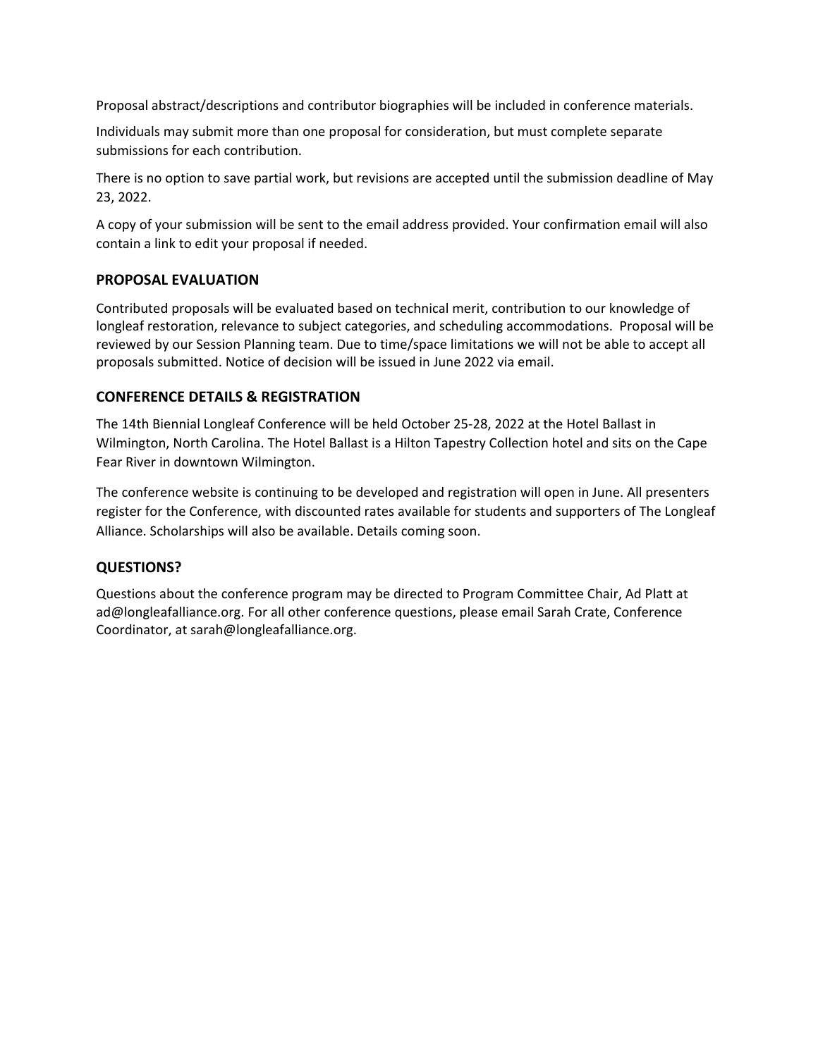Proposal abstract/descriptions and contributor biographies will be included in conference materials.

Individuals may submit more than one proposal for consideration, but must complete separate submissions for each contribution.

There is no option to save partial work, but revisions are accepted until the submission deadline of May 23, 2022.

A copy of your submission will be sent to the email address provided. Your confirmation email will also contain a link to edit your proposal if needed.

## PROPOSAL EVALUATION

Contributed proposals will be evaluated based on technical merit, contribution to our knowledge of longleaf restoration, relevance to subject categories, and scheduling accommodations. Proposal will be reviewed by our Session Planning team. Due to time/space limitations we will not be able to accept all proposals submitted. Notice of decision will be issued in June 2022 via email.

## CONFERENCE DETAILS & REGISTRATION

The 14th Biennial Longleaf Conference will be held October 25-28, 2022 at the Hotel Ballast in Wilmington, North Carolina. The Hotel Ballast is a Hilton Tapestry Collection hotel and sits on the Cape Fear River in downtown Wilmington.

The conference website is continuing to be developed and registration will open in June. All presenters register for the Conference, with discounted rates available for students and supporters of The Longleaf Alliance. Scholarships will also be available. Details coming soon.

## QUESTIONS?

Questions about the conference program may be directed to Program Committee Chair, Ad Platt at ad@longleafalliance.org. For all other conference questions, please email Sarah Crate, Conference Coordinator, at sarah@longleafalliance.org.